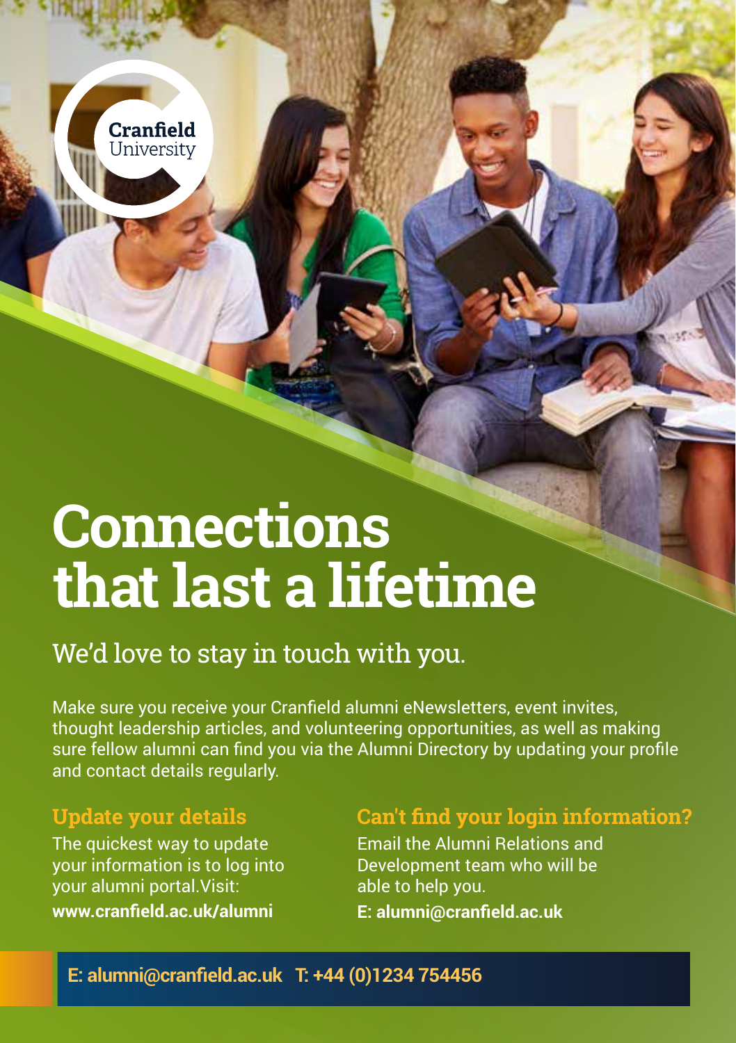Cranfield University

# Connections that last a lifetime

## We'd love to stay in touch with you.

Make sure you receive your Cranfield alumni eNewsletters, event invites, thought leadership articles, and volunteering opportunities, as well as making sure fellow alumni can find you via the Alumni Directory by updating your profile and contact details regularly.

### Update your details

The quickest way to update your information is to log into your alumni portal.Visit:

**www.cranfield.ac.uk/alumni**

### Can't find your login information?

Email the Alumni Relations and Development team who will be able to help you.

**E: alumni@cranfield.ac.uk**

**E: alumni@cranfield.ac.uk T: +44 (0)1234 754456**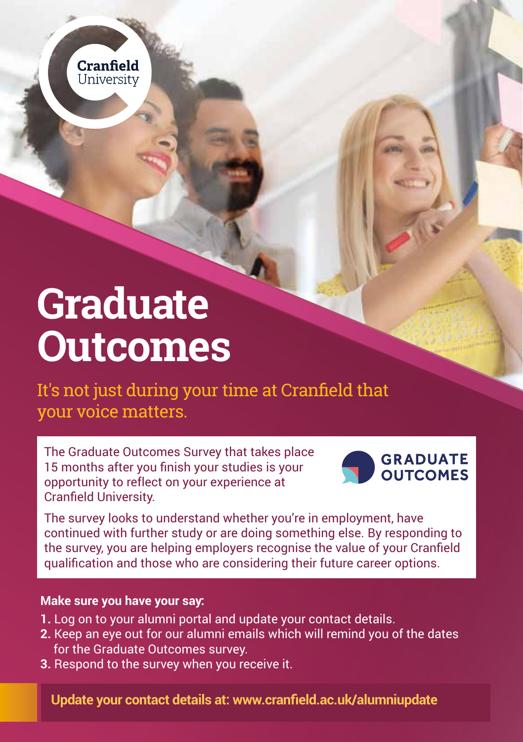Cranfield University

# Graduate Outcomes

## It's not just during your time at Cranfield that your voice matters.

The Graduate Outcomes Survey that takes place 15 months after you finish your studies is your opportunity to reflect on your experience at Cranfield University.

GRADUATE OUTCOMES

The survey looks to understand whether you're in employment, have continued with further study or are doing something else. By responding to the survey, you are helping employers recognise the value of your Cranfield qualification and those who are considering their future career options.

**Make sure you have your say:**

1. Log on to your alumni portal and update your contact details.
2. Keep an eye out for our alumni emails which will remind you of the dates for the Graduate Outcomes survey.
3. Respond to the survey when you receive it.

**Update your contact details at: www.cranfield.ac.uk/alumniupdate**